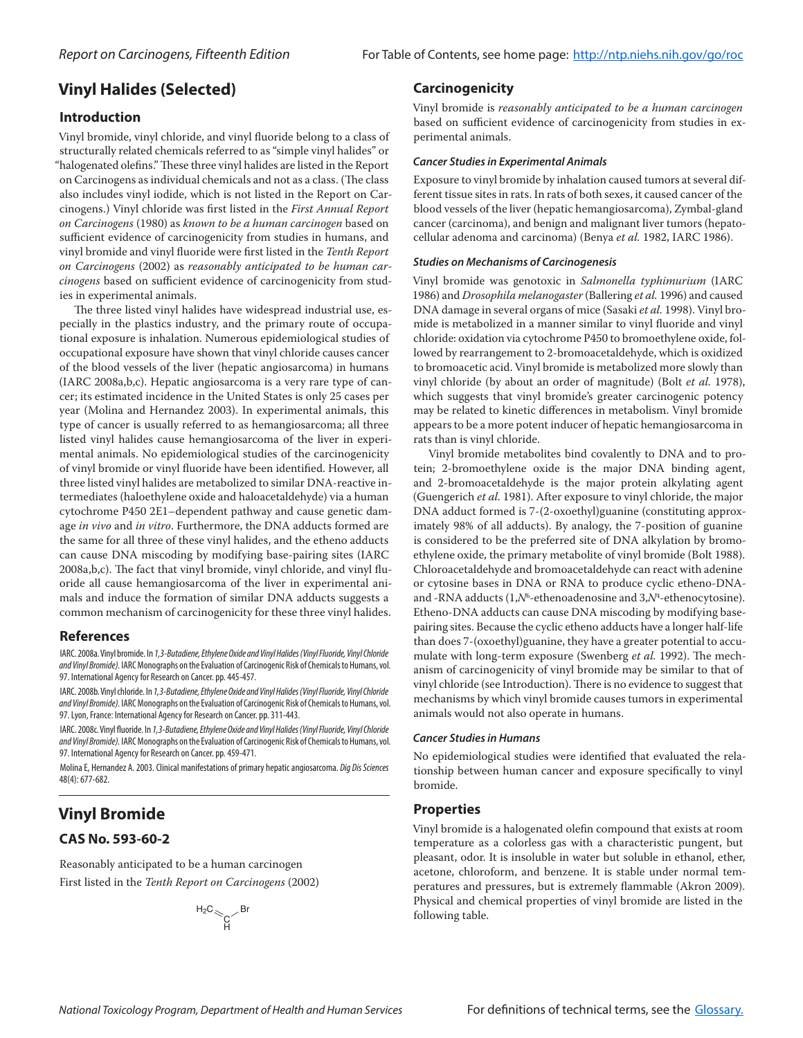# Vinyl Halides (Selected)

## Introduction

Vinyl bromide, vinyl chloride, and vinyl fluoride belong to a class of structurally related chemicals referred to as "simple vinyl halides" or "halogenated olefins." These three vinyl halides are listed in the Report on Carcinogens as individual chemicals and not as a class. (The class also includes vinyl iodide, which is not listed in the Report on Carcinogens.) Vinyl chloride was first listed in the *First Annual Report on Carcinogens* (1980) as *known to be a human carcinogen* based on sufficient evidence of carcinogenicity from studies in humans, and vinyl bromide and vinyl fluoride were first listed in the *Tenth Report on Carcinogens* (2002) as *reasonably anticipated to be human carcinogens* based on sufficient evidence of carcinogenicity from studies in experimental animals.

The three listed vinyl halides have widespread industrial use, especially in the plastics industry, and the primary route of occupational exposure is inhalation. Numerous epidemiological studies of occupational exposure have shown that vinyl chloride causes cancer of the blood vessels of the liver (hepatic angiosarcoma) in humans (IARC 2008a,b,c). Hepatic angiosarcoma is a very rare type of cancer; its estimated incidence in the United States is only 25 cases per year (Molina and Hernandez 2003). In experimental animals, this type of cancer is usually referred to as hemangiosarcoma; all three listed vinyl halides cause hemangiosarcoma of the liver in experimental animals. No epidemiological studies of the carcinogenicity of vinyl bromide or vinyl fluoride have been identified. However, all three listed vinyl halides are metabolized to similar DNA-reactive intermediates (haloethylene oxide and haloacetaldehyde) via a human cytochrome P450 2E1–dependent pathway and cause genetic damage *in vivo* and *in vitro*. Furthermore, the DNA adducts formed are the same for all three of these vinyl halides, and the etheno adducts can cause DNA miscoding by modifying base-pairing sites (IARC 2008a,b,c). The fact that vinyl bromide, vinyl chloride, and vinyl fluoride all cause hemangiosarcoma of the liver in experimental animals and induce the formation of similar DNA adducts suggests a common mechanism of carcinogenicity for these three vinyl halides.

## References

IARC. 2008a. Vinyl bromide. In *1,3-Butadiene, Ethylene Oxide and Vinyl Halides (Vinyl Fluoride, Vinyl Chloride and Vinyl Bromide)*. IARC Monographs on the Evaluation of Carcinogenic Risk of Chemicals to Humans, vol. 97. International Agency for Research on Cancer. pp. 445-457.

IARC. 2008b. Vinyl chloride. In *1,3-Butadiene, Ethylene Oxide and Vinyl Halides (Vinyl Fluoride, Vinyl Chloride and Vinyl Bromide)*. IARC Monographs on the Evaluation of Carcinogenic Risk of Chemicals to Humans, vol. 97. Lyon, France: International Agency for Research on Cancer. pp. 311-443.

IARC. 2008c. Vinyl fluoride. In *1,3-Butadiene, Ethylene Oxide and Vinyl Halides (Vinyl Fluoride, Vinyl Chloride and Vinyl Bromide)*. IARC Monographs on the Evaluation of Carcinogenic Risk of Chemicals to Humans, vol. 97. International Agency for Research on Cancer. pp. 459-471.

Molina E, Hernandez A. 2003. Clinical manifestations of primary hepatic angiosarcoma. *Dig Dis Sciences* 48(4): 677-682.

# Vinyl Bromide

## CAS No. 593-60-2

Reasonably anticipated to be a human carcinogen

First listed in the *Tenth Report on Carcinogens* (2002)

$H_2C=CH-Br$

## Carcinogenicity

Vinyl bromide is *reasonably anticipated to be a human carcinogen* based on sufficient evidence of carcinogenicity from studies in experimental animals.

### *Cancer Studies in Experimental Animals*

Exposure to vinyl bromide by inhalation caused tumors at several different tissue sites in rats. In rats of both sexes, it caused cancer of the blood vessels of the liver (hepatic hemangiosarcoma), Zymbal-gland cancer (carcinoma), and benign and malignant liver tumors (hepatocellular adenoma and carcinoma) (Benya *et al.* 1982, IARC 1986).

### *Studies on Mechanisms of Carcinogenesis*

Vinyl bromide was genotoxic in *Salmonella typhimurium* (IARC 1986) and *Drosophila melanogaster* (Ballering *et al.* 1996) and caused DNA damage in several organs of mice (Sasaki *et al.* 1998). Vinyl bromide is metabolized in a manner similar to vinyl fluoride and vinyl chloride: oxidation via cytochrome P450 to bromoethylene oxide, followed by rearrangement to 2-bromoacetaldehyde, which is oxidized to bromoacetic acid. Vinyl bromide is metabolized more slowly than vinyl chloride (by about an order of magnitude) (Bolt *et al.* 1978), which suggests that vinyl bromide's greater carcinogenic potency may be related to kinetic differences in metabolism. Vinyl bromide appears to be a more potent inducer of hepatic hemangiosarcoma in rats than is vinyl chloride.

Vinyl bromide metabolites bind covalently to DNA and to protein; 2-bromoethylene oxide is the major DNA binding agent, and 2-bromoacetaldehyde is the major protein alkylating agent (Guengerich *et al.* 1981). After exposure to vinyl chloride, the major DNA adduct formed is 7-(2-oxoethyl)guanine (constituting approximately 98% of all adducts). By analogy, the 7-position of guanine is considered to be the preferred site of DNA alkylation by bromoethylene oxide, the primary metabolite of vinyl bromide (Bolt 1988). Chloroacetaldehyde and bromoacetaldehyde can react with adenine or cytosine bases in DNA or RNA to produce cyclic etheno-DNA- and -RNA adducts (1,$N^6$-ethenoadenosine and 3,$N^4$-ethenocytosine). Etheno-DNA adducts can cause DNA miscoding by modifying base-pairing sites. Because the cyclic etheno adducts have a longer half-life than does 7-(oxoethyl)guanine, they have a greater potential to accumulate with long-term exposure (Swenberg *et al.* 1992). The mechanism of carcinogenicity of vinyl bromide may be similar to that of vinyl chloride (see Introduction). There is no evidence to suggest that mechanisms by which vinyl bromide causes tumors in experimental animals would not also operate in humans.

### *Cancer Studies in Humans*

No epidemiological studies were identified that evaluated the relationship between human cancer and exposure specifically to vinyl bromide.

## Properties

Vinyl bromide is a halogenated olefin compound that exists at room temperature as a colorless gas with a characteristic pungent, but pleasant, odor. It is insoluble in water but soluble in ethanol, ether, acetone, chloroform, and benzene. It is stable under normal temperatures and pressures, but is extremely flammable (Akron 2009). Physical and chemical properties of vinyl bromide are listed in the following table.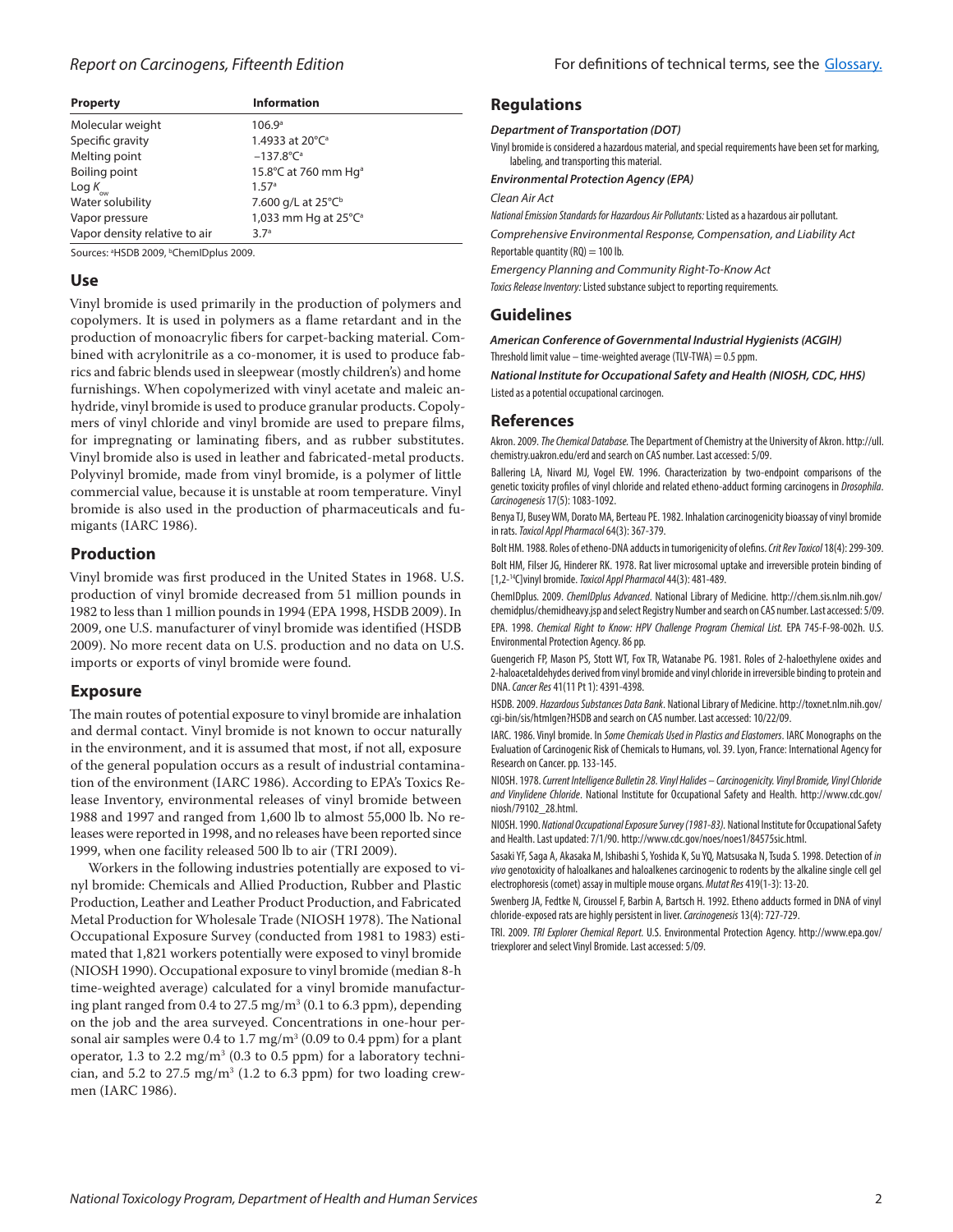| Property | Information |
|---|---|
| Molecular weight | 106.9[a] |
| Specific gravity | 1.4933 at 20°C[a] |
| Melting point | –137.8°C[a] |
| Boiling point | 15.8°C at 760 mm Hg[a] |
| Log $K_{ow}$ | 1.57[a] |
| Water solubility | 7.600 g/L at 25°C[b] |
| Vapor pressure | 1,033 mm Hg at 25°C[a] |
| Vapor density relative to air | 3.7[a] |

Sources: [a]HSDB 2009, [b]ChemIDplus 2009.

## Use

Vinyl bromide is used primarily in the production of polymers and copolymers. It is used in polymers as a flame retardant and in the production of monoacrylic fibers for carpet-backing material. Combined with acrylonitrile as a co-monomer, it is used to produce fabrics and fabric blends used in sleepwear (mostly children's) and home furnishings. When copolymerized with vinyl acetate and maleic anhydride, vinyl bromide is used to produce granular products. Copolymers of vinyl chloride and vinyl bromide are used to prepare films, for impregnating or laminating fibers, and as rubber substitutes. Vinyl bromide also is used in leather and fabricated-metal products. Polyvinyl bromide, made from vinyl bromide, is a polymer of little commercial value, because it is unstable at room temperature. Vinyl bromide is also used in the production of pharmaceuticals and fumigants (IARC 1986).

## Production

Vinyl bromide was first produced in the United States in 1968. U.S. production of vinyl bromide decreased from 51 million pounds in 1982 to less than 1 million pounds in 1994 (EPA 1998, HSDB 2009). In 2009, one U.S. manufacturer of vinyl bromide was identified (HSDB 2009). No more recent data on U.S. production and no data on U.S. imports or exports of vinyl bromide were found.

## Exposure

The main routes of potential exposure to vinyl bromide are inhalation and dermal contact. Vinyl bromide is not known to occur naturally in the environment, and it is assumed that most, if not all, exposure of the general population occurs as a result of industrial contamination of the environment (IARC 1986). According to EPA's Toxics Release Inventory, environmental releases of vinyl bromide between 1988 and 1997 and ranged from 1,600 lb to almost 55,000 lb. No releases were reported in 1998, and no releases have been reported since 1999, when one facility released 500 lb to air (TRI 2009).

Workers in the following industries potentially are exposed to vinyl bromide: Chemicals and Allied Production, Rubber and Plastic Production, Leather and Leather Product Production, and Fabricated Metal Production for Wholesale Trade (NIOSH 1978). The National Occupational Exposure Survey (conducted from 1981 to 1983) estimated that 1,821 workers potentially were exposed to vinyl bromide (NIOSH 1990). Occupational exposure to vinyl bromide (median 8-h time-weighted average) calculated for a vinyl bromide manufacturing plant ranged from 0.4 to 27.5 mg/m$^3$ (0.1 to 6.3 ppm), depending on the job and the area surveyed. Concentrations in one-hour personal air samples were 0.4 to 1.7 mg/m$^3$ (0.09 to 0.4 ppm) for a plant operator, 1.3 to 2.2 mg/m$^3$ (0.3 to 0.5 ppm) for a laboratory technician, and 5.2 to 27.5 mg/m$^3$ (1.2 to 6.3 ppm) for two loading crewmen (IARC 1986).

## Regulations

***Department of Transportation (DOT)***

Vinyl bromide is considered a hazardous material, and special requirements have been set for marking, labeling, and transporting this material.

***Environmental Protection Agency (EPA)***

*Clean Air Act*

*National Emission Standards for Hazardous Air Pollutants:* Listed as a hazardous air pollutant.

*Comprehensive Environmental Response, Compensation, and Liability Act*

Reportable quantity (RQ) = 100 lb.

*Emergency Planning and Community Right-To-Know Act*

*Toxics Release Inventory:* Listed substance subject to reporting requirements.

## Guidelines

***American Conference of Governmental Industrial Hygienists (ACGIH)***

Threshold limit value – time-weighted average (TLV-TWA) = 0.5 ppm.

***National Institute for Occupational Safety and Health (NIOSH, CDC, HHS)***

Listed as a potential occupational carcinogen.

## References

Akron. 2009. *The Chemical Database*. The Department of Chemistry at the University of Akron. http://ull.chemistry.uakron.edu/erd and search on CAS number. Last accessed: 5/09.

Ballering LA, Nivard MJ, Vogel EW. 1996. Characterization by two-endpoint comparisons of the genetic toxicity profiles of vinyl chloride and related etheno-adduct forming carcinogens in *Drosophila*. *Carcinogenesis* 17(5): 1083-1092.

Benya TJ, Busey WM, Dorato MA, Berteau PE. 1982. Inhalation carcinogenicity bioassay of vinyl bromide in rats. *Toxicol Appl Pharmacol* 64(3): 367-379.

Bolt HM. 1988. Roles of etheno-DNA adducts in tumorigenicity of olefins. *Crit Rev Toxicol* 18(4): 299-309.

Bolt HM, Filser JG, Hinderer RK. 1978. Rat liver microsomal uptake and irreversible protein binding of [1,2-$^{14}$C]vinyl bromide. *Toxicol Appl Pharmacol* 44(3): 481-489.

ChemIDplus. 2009. *ChemIDplus Advanced*. National Library of Medicine. http://chem.sis.nlm.nih.gov/chemidplus/chemidheavy.jsp and select Registry Number and search on CAS number. Last accessed: 5/09.

EPA. 1998. *Chemical Right to Know: HPV Challenge Program Chemical List*. EPA 745-F-98-002h. U.S. Environmental Protection Agency. 86 pp.

Guengerich FP, Mason PS, Stott WT, Fox TR, Watanabe PG. 1981. Roles of 2-haloethylene oxides and 2-haloacetaldehydes derived from vinyl bromide and vinyl chloride in irreversible binding to protein and DNA. *Cancer Res* 41(11 Pt 1): 4391-4398.

HSDB. 2009. *Hazardous Substances Data Bank*. National Library of Medicine. http://toxnet.nlm.nih.gov/cgi-bin/sis/htmlgen?HSDB and search on CAS number. Last accessed: 10/22/09.

IARC. 1986. Vinyl bromide. In *Some Chemicals Used in Plastics and Elastomers*. IARC Monographs on the Evaluation of Carcinogenic Risk of Chemicals to Humans, vol. 39. Lyon, France: International Agency for Research on Cancer. pp. 133-145.

NIOSH. 1978. *Current Intelligence Bulletin 28. Vinyl Halides – Carcinogenicity. Vinyl Bromide, Vinyl Chloride and Vinylidene Chloride*. National Institute for Occupational Safety and Health. http://www.cdc.gov/niosh/79102_28.html.

NIOSH. 1990. *National Occupational Exposure Survey (1981-83)*. National Institute for Occupational Safety and Health. Last updated: 7/1/90. http://www.cdc.gov/noes/noes1/84575sic.html.

Sasaki YF, Saga A, Akasaka M, Ishibashi S, Yoshida K, Su YQ, Matsusaka N, Tsuda S. 1998. Detection of *in vivo* genotoxicity of haloalkanes and haloalkenes carcinogenic to rodents by the alkaline single cell gel electrophoresis (comet) assay in multiple mouse organs. *Mutat Res* 419(1-3): 13-20.

Swenberg JA, Fedtke N, Ciroussel F, Barbin A, Bartsch H. 1992. Etheno adducts formed in DNA of vinyl chloride-exposed rats are highly persistent in liver. *Carcinogenesis* 13(4): 727-729.

TRI. 2009. *TRI Explorer Chemical Report*. U.S. Environmental Protection Agency. http://www.epa.gov/triexplorer and select Vinyl Bromide. Last accessed: 5/09.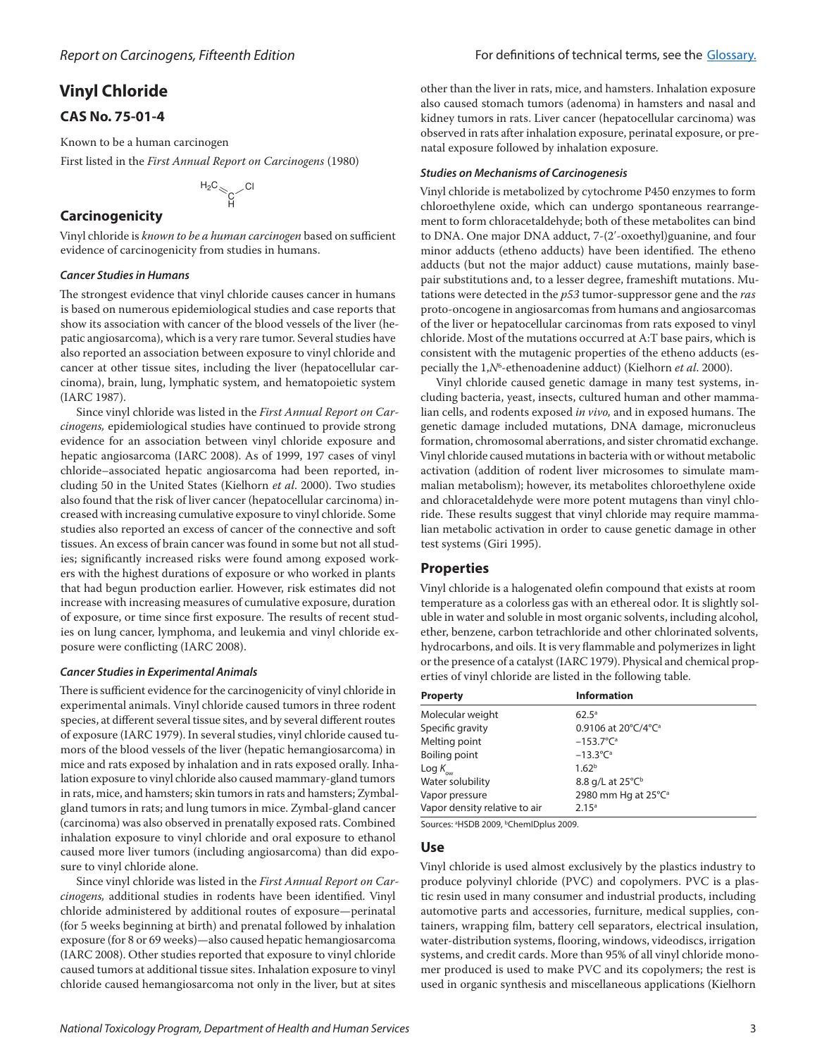# Vinyl Chloride

## CAS No. 75-01-4

Known to be a human carcinogen

First listed in the *First Annual Report on Carcinogens* (1980)

$H_2C=CH-Cl$

## Carcinogenicity

Vinyl chloride is *known to be a human carcinogen* based on sufficient evidence of carcinogenicity from studies in humans.

### Cancer Studies in Humans

The strongest evidence that vinyl chloride causes cancer in humans is based on numerous epidemiological studies and case reports that show its association with cancer of the blood vessels of the liver (hepatic angiosarcoma), which is a very rare tumor. Several studies have also reported an association between exposure to vinyl chloride and cancer at other tissue sites, including the liver (hepatocellular carcinoma), brain, lung, lymphatic system, and hematopoietic system (IARC 1987).

Since vinyl chloride was listed in the *First Annual Report on Carcinogens,* epidemiological studies have continued to provide strong evidence for an association between vinyl chloride exposure and hepatic angiosarcoma (IARC 2008). As of 1999, 197 cases of vinyl chloride–associated hepatic angiosarcoma had been reported, including 50 in the United States (Kielhorn *et al*. 2000). Two studies also found that the risk of liver cancer (hepatocellular carcinoma) increased with increasing cumulative exposure to vinyl chloride. Some studies also reported an excess of cancer of the connective and soft tissues. An excess of brain cancer was found in some but not all studies; significantly increased risks were found among exposed workers with the highest durations of exposure or who worked in plants that had begun production earlier. However, risk estimates did not increase with increasing measures of cumulative exposure, duration of exposure, or time since first exposure. The results of recent studies on lung cancer, lymphoma, and leukemia and vinyl chloride exposure were conflicting (IARC 2008).

### Cancer Studies in Experimental Animals

There is sufficient evidence for the carcinogenicity of vinyl chloride in experimental animals. Vinyl chloride caused tumors in three rodent species, at different several tissue sites, and by several different routes of exposure (IARC 1979). In several studies, vinyl chloride caused tumors of the blood vessels of the liver (hepatic hemangiosarcoma) in mice and rats exposed by inhalation and in rats exposed orally. Inhalation exposure to vinyl chloride also caused mammary-gland tumors in rats, mice, and hamsters; skin tumors in rats and hamsters; Zymbal-gland tumors in rats; and lung tumors in mice. Zymbal-gland cancer (carcinoma) was also observed in prenatally exposed rats. Combined inhalation exposure to vinyl chloride and oral exposure to ethanol caused more liver tumors (including angiosarcoma) than did exposure to vinyl chloride alone.

Since vinyl chloride was listed in the *First Annual Report on Carcinogens,* additional studies in rodents have been identified. Vinyl chloride administered by additional routes of exposure—perinatal (for 5 weeks beginning at birth) and prenatal followed by inhalation exposure (for 8 or 69 weeks)—also caused hepatic hemangiosarcoma (IARC 2008). Other studies reported that exposure to vinyl chloride caused tumors at additional tissue sites. Inhalation exposure to vinyl chloride caused hemangiosarcoma not only in the liver, but at sites other than the liver in rats, mice, and hamsters. Inhalation exposure also caused stomach tumors (adenoma) in hamsters and nasal and kidney tumors in rats. Liver cancer (hepatocellular carcinoma) was observed in rats after inhalation exposure, perinatal exposure, or prenatal exposure followed by inhalation exposure.

### Studies on Mechanisms of Carcinogenesis

Vinyl chloride is metabolized by cytochrome P450 enzymes to form chloroethylene oxide, which can undergo spontaneous rearrangement to form chloracetaldehyde; both of these metabolites can bind to DNA. One major DNA adduct, 7-(2′-oxoethyl)guanine, and four minor adducts (etheno adducts) have been identified. The etheno adducts (but not the major adduct) cause mutations, mainly base-pair substitutions and, to a lesser degree, frameshift mutations. Mutations were detected in the *p53* tumor-suppressor gene and the *ras* proto-oncogene in angiosarcomas from humans and angiosarcomas of the liver or hepatocellular carcinomas from rats exposed to vinyl chloride. Most of the mutations occurred at A:T base pairs, which is consistent with the mutagenic properties of the etheno adducts (especially the 1,$N^6$-ethenoadenine adduct) (Kielhorn *et al*. 2000).

Vinyl chloride caused genetic damage in many test systems, including bacteria, yeast, insects, cultured human and other mammalian cells, and rodents exposed *in vivo,* and in exposed humans. The genetic damage included mutations, DNA damage, micronucleus formation, chromosomal aberrations, and sister chromatid exchange. Vinyl chloride caused mutations in bacteria with or without metabolic activation (addition of rodent liver microsomes to simulate mammalian metabolism); however, its metabolites chloroethylene oxide and chloracetaldehyde were more potent mutagens than vinyl chloride. These results suggest that vinyl chloride may require mammalian metabolic activation in order to cause genetic damage in other test systems (Giri 1995).

## Properties

Vinyl chloride is a halogenated olefin compound that exists at room temperature as a colorless gas with an ethereal odor. It is slightly soluble in water and soluble in most organic solvents, including alcohol, ether, benzene, carbon tetrachloride and other chlorinated solvents, hydrocarbons, and oils. It is very flammable and polymerizes in light or the presence of a catalyst (IARC 1979). Physical and chemical properties of vinyl chloride are listed in the following table.

| Property | Information |
| --- | --- |
| Molecular weight | 62.5[a] |
| Specific gravity | 0.9106 at 20°C/4°C[a] |
| Melting point | –153.7°C[a] |
| Boiling point | –13.3°C[a] |
| Log $K_{ow}$ | 1.62[b] |
| Water solubility | 8.8 g/L at 25°C[b] |
| Vapor pressure | 2980 mm Hg at 25°C[a] |
| Vapor density relative to air | 2.15[a] |

Sources: [a]HSDB 2009, [b]ChemIDplus 2009.

## Use

Vinyl chloride is used almost exclusively by the plastics industry to produce polyvinyl chloride (PVC) and copolymers. PVC is a plastic resin used in many consumer and industrial products, including automotive parts and accessories, furniture, medical supplies, containers, wrapping film, battery cell separators, electrical insulation, water-distribution systems, flooring, windows, videodiscs, irrigation systems, and credit cards. More than 95% of all vinyl chloride monomer produced is used to make PVC and its copolymers; the rest is used in organic synthesis and miscellaneous applications (Kielhorn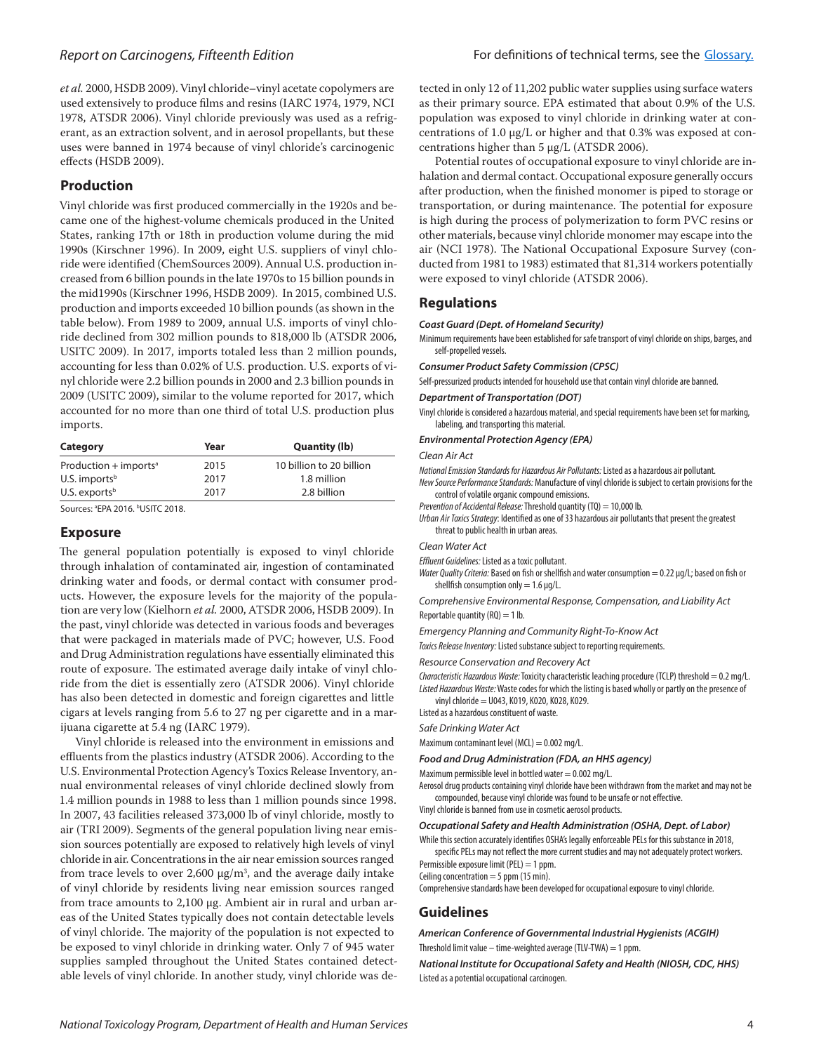*et al.* 2000, HSDB 2009). Vinyl chloride–vinyl acetate copolymers are used extensively to produce films and resins (IARC 1974, 1979, NCI 1978, ATSDR 2006). Vinyl chloride previously was used as a refrigerant, as an extraction solvent, and in aerosol propellants, but these uses were banned in 1974 because of vinyl chloride's carcinogenic effects (HSDB 2009).

## Production

Vinyl chloride was first produced commercially in the 1920s and became one of the highest-volume chemicals produced in the United States, ranking 17th or 18th in production volume during the mid 1990s (Kirschner 1996). In 2009, eight U.S. suppliers of vinyl chloride were identified (ChemSources 2009). Annual U.S. production increased from 6 billion pounds in the late 1970s to 15 billion pounds in the mid1990s (Kirschner 1996, HSDB 2009). In 2015, combined U.S. production and imports exceeded 10 billion pounds (as shown in the table below). From 1989 to 2009, annual U.S. imports of vinyl chloride declined from 302 million pounds to 818,000 lb (ATSDR 2006, USITC 2009). In 2017, imports totaled less than 2 million pounds, accounting for less than 0.02% of U.S. production. U.S. exports of vinyl chloride were 2.2 billion pounds in 2000 and 2.3 billion pounds in 2009 (USITC 2009), similar to the volume reported for 2017, which accounted for no more than one third of total U.S. production plus imports.

| Category | Year | Quantity (lb) |
|---|---|---|
| Production + imports[a] | 2015 | 10 billion to 20 billion |
| U.S. imports[b] | 2017 | 1.8 million |
| U.S. exports[b] | 2017 | 2.8 billion |

Sources: [a]EPA 2016. [b]USITC 2018.

## Exposure

The general population potentially is exposed to vinyl chloride through inhalation of contaminated air, ingestion of contaminated drinking water and foods, or dermal contact with consumer products. However, the exposure levels for the majority of the population are very low (Kielhorn *et al.* 2000, ATSDR 2006, HSDB 2009). In the past, vinyl chloride was detected in various foods and beverages that were packaged in materials made of PVC; however, U.S. Food and Drug Administration regulations have essentially eliminated this route of exposure. The estimated average daily intake of vinyl chloride from the diet is essentially zero (ATSDR 2006). Vinyl chloride has also been detected in domestic and foreign cigarettes and little cigars at levels ranging from 5.6 to 27 ng per cigarette and in a marijuana cigarette at 5.4 ng (IARC 1979).

Vinyl chloride is released into the environment in emissions and effluents from the plastics industry (ATSDR 2006). According to the U.S. Environmental Protection Agency's Toxics Release Inventory, annual environmental releases of vinyl chloride declined slowly from 1.4 million pounds in 1988 to less than 1 million pounds since 1998. In 2007, 43 facilities released 373,000 lb of vinyl chloride, mostly to air (TRI 2009). Segments of the general population living near emission sources potentially are exposed to relatively high levels of vinyl chloride in air. Concentrations in the air near emission sources ranged from trace levels to over 2,600 μg/m³, and the average daily intake of vinyl chloride by residents living near emission sources ranged from trace amounts to 2,100 μg. Ambient air in rural and urban areas of the United States typically does not contain detectable levels of vinyl chloride. The majority of the population is not expected to be exposed to vinyl chloride in drinking water. Only 7 of 945 water supplies sampled throughout the United States contained detectable levels of vinyl chloride. In another study, vinyl chloride was detected in only 12 of 11,202 public water supplies using surface waters as their primary source. EPA estimated that about 0.9% of the U.S. population was exposed to vinyl chloride in drinking water at concentrations of 1.0 μg/L or higher and that 0.3% was exposed at concentrations higher than 5 μg/L (ATSDR 2006).

Potential routes of occupational exposure to vinyl chloride are inhalation and dermal contact. Occupational exposure generally occurs after production, when the finished monomer is piped to storage or transportation, or during maintenance. The potential for exposure is high during the process of polymerization to form PVC resins or other materials, because vinyl chloride monomer may escape into the air (NCI 1978). The National Occupational Exposure Survey (conducted from 1981 to 1983) estimated that 81,314 workers potentially were exposed to vinyl chloride (ATSDR 2006).

## Regulations

***Coast Guard (Dept. of Homeland Security)***

Minimum requirements have been established for safe transport of vinyl chloride on ships, barges, and self-propelled vessels.

***Consumer Product Safety Commission (CPSC)***

Self-pressurized products intended for household use that contain vinyl chloride are banned.

***Department of Transportation (DOT)***

Vinyl chloride is considered a hazardous material, and special requirements have been set for marking, labeling, and transporting this material.

***Environmental Protection Agency (EPA)***

*Clean Air Act*

*National Emission Standards for Hazardous Air Pollutants:* Listed as a hazardous air pollutant.

*New Source Performance Standards:* Manufacture of vinyl chloride is subject to certain provisions for the control of volatile organic compound emissions.

*Prevention of Accidental Release:* Threshold quantity (TQ) = 10,000 lb.

*Urban Air Toxics Strategy*: Identified as one of 33 hazardous air pollutants that present the greatest threat to public health in urban areas.

*Clean Water Act*

*Effluent Guidelines:* Listed as a toxic pollutant.

*Water Quality Criteria:* Based on fish or shellfish and water consumption = 0.22 μg/L; based on fish or shellfish consumption only = 1.6 μg/L.

*Comprehensive Environmental Response, Compensation, and Liability Act*

Reportable quantity (RQ) = 1 lb.

*Emergency Planning and Community Right-To-Know Act*

*Toxics Release Inventory:* Listed substance subject to reporting requirements.

*Resource Conservation and Recovery Act*

*Characteristic Hazardous Waste:* Toxicity characteristic leaching procedure (TCLP) threshold = 0.2 mg/L.

*Listed Hazardous Waste:* Waste codes for which the listing is based wholly or partly on the presence of vinyl chloride = U043, K019, K020, K028, K029.

Listed as a hazardous constituent of waste.

*Safe Drinking Water Act*

Maximum contaminant level (MCL) = 0.002 mg/L.

***Food and Drug Administration (FDA, an HHS agency)***

Maximum permissible level in bottled water = 0.002 mg/L.

Aerosol drug products containing vinyl chloride have been withdrawn from the market and may not be compounded, because vinyl chloride was found to be unsafe or not effective.

Vinyl chloride is banned from use in cosmetic aerosol products.

***Occupational Safety and Health Administration (OSHA, Dept. of Labor)***

While this section accurately identifies OSHA's legally enforceable PELs for this substance in 2018, specific PELs may not reflect the more current studies and may not adequately protect workers.

Permissible exposure limit (PEL) = 1 ppm.

Ceiling concentration = 5 ppm (15 min).

Comprehensive standards have been developed for occupational exposure to vinyl chloride.

## Guidelines

***American Conference of Governmental Industrial Hygienists (ACGIH)***

Threshold limit value – time-weighted average (TLV-TWA) = 1 ppm.

***National Institute for Occupational Safety and Health (NIOSH, CDC, HHS)***

Listed as a potential occupational carcinogen.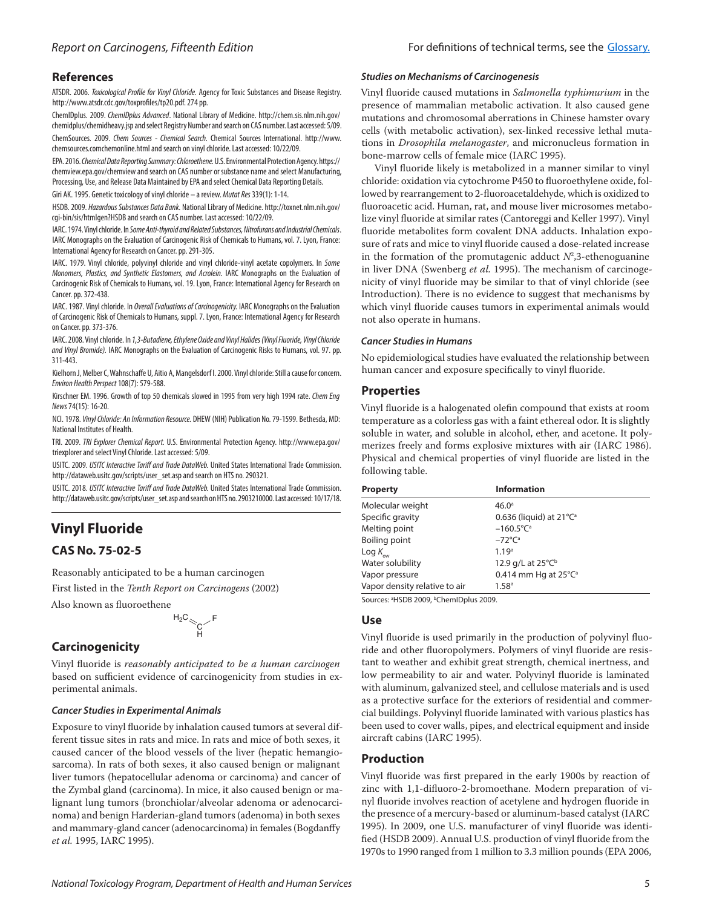## References

ATSDR. 2006. *Toxicological Profile for Vinyl Chloride.* Agency for Toxic Substances and Disease Registry. http://www.atsdr.cdc.gov/toxprofiles/tp20.pdf. 274 pp.

ChemIDplus. 2009. *ChemIDplus Advanced*. National Library of Medicine. http://chem.sis.nlm.nih.gov/chemidplus/chemidheavy.jsp and select Registry Number and search on CAS number. Last accessed: 5/09.

ChemSources. 2009. *Chem Sources - Chemical Search.* Chemical Sources International. http://www.chemsources.comchemonline.html and search on vinyl chloride. Last accessed: 10/22/09.

EPA. 2016. *Chemical Data Reporting Summary: Chloroethene.* U.S. Environmental Protection Agency. https://chemview.epa.gov/chemview and search on CAS number or substance name and select Manufacturing, Processing, Use, and Release Data Maintained by EPA and select Chemical Data Reporting Details.

Giri AK. 1995. Genetic toxicology of vinyl chloride – a review. *Mutat Res* 339(1): 1-14.

HSDB. 2009. *Hazardous Substances Data Bank.* National Library of Medicine. http://toxnet.nlm.nih.gov/cgi-bin/sis/htmlgen?HSDB and search on CAS number. Last accessed: 10/22/09.

IARC. 1974. Vinyl chloride. In *Some Anti-thyroid and Related Substances, Nitrofurans and Industrial Chemicals*. IARC Monographs on the Evaluation of Carcinogenic Risk of Chemicals to Humans, vol. 7. Lyon, France: International Agency for Research on Cancer. pp. 291-305.

IARC. 1979. Vinyl chloride, polyvinyl chloride and vinyl chloride-vinyl acetate copolymers. In *Some Monomers, Plastics, and Synthetic Elastomers, and Acrolein*. IARC Monographs on the Evaluation of Carcinogenic Risk of Chemicals to Humans, vol. 19. Lyon, France: International Agency for Research on Cancer. pp. 372-438.

IARC. 1987. Vinyl chloride. In *Overall Evaluations of Carcinogenicity.* IARC Monographs on the Evaluation of Carcinogenic Risk of Chemicals to Humans, suppl. 7. Lyon, France: International Agency for Research on Cancer. pp. 373-376.

IARC. 2008. Vinyl chloride. In *1,3-Butadiene, Ethylene Oxide and Vinyl Halides (Vinyl Fluoride, Vinyl Chloride and Vinyl Bromide)*. IARC Monographs on the Evaluation of Carcinogenic Risks to Humans, vol. 97. pp. 311-443.

Kielhorn J, Melber C, Wahnschaffe U, Aitio A, Mangelsdorf I. 2000. Vinyl chloride: Still a cause for concern. *Environ Health Perspect* 108(7): 579-588.

Kirschner EM. 1996. Growth of top 50 chemicals slowed in 1995 from very high 1994 rate. *Chem Eng News* 74(15): 16-20.

NCI. 1978. *Vinyl Chloride: An Information Resource.* DHEW (NIH) Publication No. 79-1599. Bethesda, MD: National Institutes of Health.

TRI. 2009. *TRI Explorer Chemical Report.* U.S. Environmental Protection Agency. http://www.epa.gov/triexplorer and select Vinyl Chloride. Last accessed: 5/09.

USITC. 2009. *USITC Interactive Tariff and Trade DataWeb.* United States International Trade Commission. http://dataweb.usitc.gov/scripts/user_set.asp and search on HTS no. 290321.

USITC. 2018. *USITC Interactive Tariff and Trade DataWeb.* United States International Trade Commission. http://dataweb.usitc.gov/scripts/user_set.asp and search on HTS no. 2903210000. Last accessed: 10/17/18.

# Vinyl Fluoride

## CAS No. 75-02-5

Reasonably anticipated to be a human carcinogen

First listed in the *Tenth Report on Carcinogens* (2002)

Also known as fluoroethene

$H_2C{=}CH{-}F$

## Carcinogenicity

Vinyl fluoride is *reasonably anticipated to be a human carcinogen* based on sufficient evidence of carcinogenicity from studies in experimental animals.

### *Cancer Studies in Experimental Animals*

Exposure to vinyl fluoride by inhalation caused tumors at several different tissue sites in rats and mice. In rats and mice of both sexes, it caused cancer of the blood vessels of the liver (hepatic hemangiosarcoma). In rats of both sexes, it also caused benign or malignant liver tumors (hepatocellular adenoma or carcinoma) and cancer of the Zymbal gland (carcinoma). In mice, it also caused benign or malignant lung tumors (bronchiolar/alveolar adenoma or adenocarcinoma) and benign Harderian-gland tumors (adenoma) in both sexes and mammary-gland cancer (adenocarcinoma) in females (Bogdanffy *et al.* 1995, IARC 1995).

### *Studies on Mechanisms of Carcinogenesis*

Vinyl fluoride caused mutations in *Salmonella typhimurium* in the presence of mammalian metabolic activation. It also caused gene mutations and chromosomal aberrations in Chinese hamster ovary cells (with metabolic activation), sex-linked recessive lethal mutations in *Drosophila melanogaster*, and micronucleus formation in bone-marrow cells of female mice (IARC 1995).

Vinyl fluoride likely is metabolized in a manner similar to vinyl chloride: oxidation via cytochrome P450 to fluoroethylene oxide, followed by rearrangement to 2-fluoroacetaldehyde, which is oxidized to fluoroacetic acid. Human, rat, and mouse liver microsomes metabolize vinyl fluoride at similar rates (Cantoreggi and Keller 1997). Vinyl fluoride metabolites form covalent DNA adducts. Inhalation exposure of rats and mice to vinyl fluoride caused a dose-related increase in the formation of the promutagenic adduct $N^2$,3-ethenoguanine in liver DNA (Swenberg *et al.* 1995). The mechanism of carcinogenicity of vinyl fluoride may be similar to that of vinyl chloride (see Introduction). There is no evidence to suggest that mechanisms by which vinyl fluoride causes tumors in experimental animals would not also operate in humans.

### *Cancer Studies in Humans*

No epidemiological studies have evaluated the relationship between human cancer and exposure specifically to vinyl fluoride.

## Properties

Vinyl fluoride is a halogenated olefin compound that exists at room temperature as a colorless gas with a faint ethereal odor. It is slightly soluble in water, and soluble in alcohol, ether, and acetone. It polymerizes freely and forms explosive mixtures with air (IARC 1986). Physical and chemical properties of vinyl fluoride are listed in the following table.

| Property | Information |
|---|---|
| Molecular weight | 46.0[a] |
| Specific gravity | 0.636 (liquid) at 21°C[a] |
| Melting point | –160.5°C[a] |
| Boiling point | –72°C[a] |
| Log $K_{ow}$ | 1.19[a] |
| Water solubility | 12.9 g/L at 25°C[b] |
| Vapor pressure | 0.414 mm Hg at 25°C[a] |
| Vapor density relative to air | 1.58[a] |

Sources: [a]HSDB 2009, [b]ChemIDplus 2009.

## Use

Vinyl fluoride is used primarily in the production of polyvinyl fluoride and other fluoropolymers. Polymers of vinyl fluoride are resistant to weather and exhibit great strength, chemical inertness, and low permeability to air and water. Polyvinyl fluoride is laminated with aluminum, galvanized steel, and cellulose materials and is used as a protective surface for the exteriors of residential and commercial buildings. Polyvinyl fluoride laminated with various plastics has been used to cover walls, pipes, and electrical equipment and inside aircraft cabins (IARC 1995).

## Production

Vinyl fluoride was first prepared in the early 1900s by reaction of zinc with 1,1-difluoro-2-bromoethane. Modern preparation of vinyl fluoride involves reaction of acetylene and hydrogen fluoride in the presence of a mercury-based or aluminum-based catalyst (IARC 1995). In 2009, one U.S. manufacturer of vinyl fluoride was identified (HSDB 2009). Annual U.S. production of vinyl fluoride from the 1970s to 1990 ranged from 1 million to 3.3 million pounds (EPA 2006,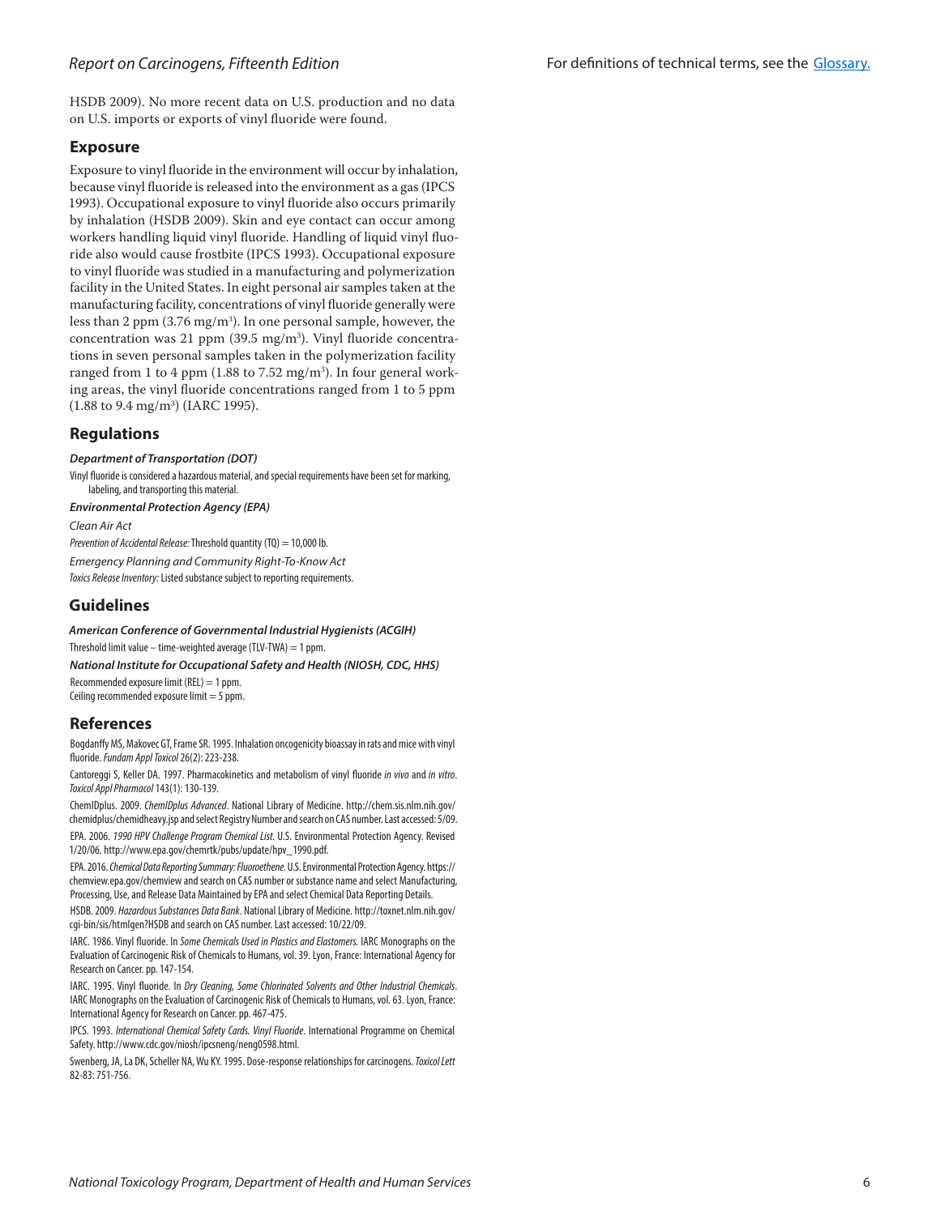HSDB 2009). No more recent data on U.S. production and no data on U.S. imports or exports of vinyl fluoride were found.

## Exposure

Exposure to vinyl fluoride in the environment will occur by inhalation, because vinyl fluoride is released into the environment as a gas (IPCS 1993). Occupational exposure to vinyl fluoride also occurs primarily by inhalation (HSDB 2009). Skin and eye contact can occur among workers handling liquid vinyl fluoride. Handling of liquid vinyl fluoride also would cause frostbite (IPCS 1993). Occupational exposure to vinyl fluoride was studied in a manufacturing and polymerization facility in the United States. In eight personal air samples taken at the manufacturing facility, concentrations of vinyl fluoride generally were less than 2 ppm (3.76 mg/m$^3$). In one personal sample, however, the concentration was 21 ppm (39.5 mg/m$^3$). Vinyl fluoride concentrations in seven personal samples taken in the polymerization facility ranged from 1 to 4 ppm (1.88 to 7.52 mg/m$^3$). In four general working areas, the vinyl fluoride concentrations ranged from 1 to 5 ppm (1.88 to 9.4 mg/m$^3$) (IARC 1995).

## Regulations

***Department of Transportation (DOT)***

Vinyl fluoride is considered a hazardous material, and special requirements have been set for marking, labeling, and transporting this material.

***Environmental Protection Agency (EPA)***

*Clean Air Act*

*Prevention of Accidental Release:* Threshold quantity (TQ) = 10,000 lb.

*Emergency Planning and Community Right-To-Know Act*

*Toxics Release Inventory:* Listed substance subject to reporting requirements.

## Guidelines

***American Conference of Governmental Industrial Hygienists (ACGIH)***

Threshold limit value – time-weighted average (TLV-TWA) = 1 ppm.

***National Institute for Occupational Safety and Health (NIOSH, CDC, HHS)***

Recommended exposure limit (REL) = 1 ppm.
Ceiling recommended exposure limit = 5 ppm.

## References

Bogdanffy MS, Makovec GT, Frame SR. 1995. Inhalation oncogenicity bioassay in rats and mice with vinyl fluoride. *Fundam Appl Toxicol* 26(2): 223-238.

Cantoreggi S, Keller DA. 1997. Pharmacokinetics and metabolism of vinyl fluoride *in vivo* and *in vitro*. *Toxicol Appl Pharmacol* 143(1): 130-139.

ChemIDplus. 2009. *ChemIDplus Advanced*. National Library of Medicine. http://chem.sis.nlm.nih.gov/chemidplus/chemidheavy.jsp and select Registry Number and search on CAS number. Last accessed: 5/09.

EPA. 2006. *1990 HPV Challenge Program Chemical List.* U.S. Environmental Protection Agency. Revised 1/20/06. http://www.epa.gov/chemrtk/pubs/update/hpv_1990.pdf.

EPA. 2016. *Chemical Data Reporting Summary: Fluoroethene.* U.S. Environmental Protection Agency. https://chemview.epa.gov/chemview and search on CAS number or substance name and select Manufacturing, Processing, Use, and Release Data Maintained by EPA and select Chemical Data Reporting Details.

HSDB. 2009. *Hazardous Substances Data Bank*. National Library of Medicine. http://toxnet.nlm.nih.gov/cgi-bin/sis/htmlgen?HSDB and search on CAS number. Last accessed: 10/22/09.

IARC. 1986. Vinyl fluoride. In *Some Chemicals Used in Plastics and Elastomers.* IARC Monographs on the Evaluation of Carcinogenic Risk of Chemicals to Humans, vol. 39. Lyon, France: International Agency for Research on Cancer. pp. 147-154.

IARC. 1995. Vinyl fluoride. In *Dry Cleaning, Some Chlorinated Solvents and Other Industrial Chemicals*. IARC Monographs on the Evaluation of Carcinogenic Risk of Chemicals to Humans, vol. 63. Lyon, France: International Agency for Research on Cancer. pp. 467-475.

IPCS. 1993. *International Chemical Safety Cards. Vinyl Fluoride*. International Programme on Chemical Safety. http://www.cdc.gov/niosh/ipcsneng/neng0598.html.

Swenberg, JA, La DK, Scheller NA, Wu KY. 1995. Dose-response relationships for carcinogens. *Toxicol Lett* 82-83: 751-756.